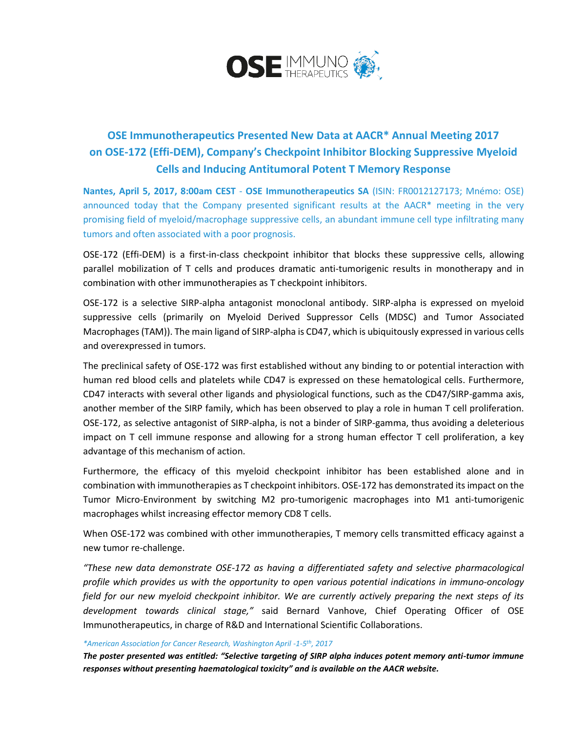# OSE Immunotherapeutics Presented New Data at AACR* Annual Meeting 2017 on OSE-172 (Effi-DEM), Company's Checkpoint Inhibitor Blocking Suppressive Myeloid Cells and Inducing Antitumoral Potent T Memory Response

**Nantes, April 5, 2017, 8:00am CEST** - **OSE Immunotherapeutics SA** (ISIN: FR0012127173; Mnémo: OSE) announced today that the Company presented significant results at the AACR* meeting in the very promising field of myeloid/macrophage suppressive cells, an abundant immune cell type infiltrating many tumors and often associated with a poor prognosis.

OSE-172 (Effi-DEM) is a first-in-class checkpoint inhibitor that blocks these suppressive cells, allowing parallel mobilization of T cells and produces dramatic anti-tumorigenic results in monotherapy and in combination with other immunotherapies as T checkpoint inhibitors.

OSE-172 is a selective SIRP-alpha antagonist monoclonal antibody. SIRP-alpha is expressed on myeloid suppressive cells (primarily on Myeloid Derived Suppressor Cells (MDSC) and Tumor Associated Macrophages (TAM)). The main ligand of SIRP-alpha is CD47, which is ubiquitously expressed in various cells and overexpressed in tumors.

The preclinical safety of OSE-172 was first established without any binding to or potential interaction with human red blood cells and platelets while CD47 is expressed on these hematological cells. Furthermore, CD47 interacts with several other ligands and physiological functions, such as the CD47/SIRP-gamma axis, another member of the SIRP family, which has been observed to play a role in human T cell proliferation. OSE-172, as selective antagonist of SIRP-alpha, is not a binder of SIRP-gamma, thus avoiding a deleterious impact on T cell immune response and allowing for a strong human effector T cell proliferation, a key advantage of this mechanism of action.

Furthermore, the efficacy of this myeloid checkpoint inhibitor has been established alone and in combination with immunotherapies as T checkpoint inhibitors. OSE-172 has demonstrated its impact on the Tumor Micro-Environment by switching M2 pro-tumorigenic macrophages into M1 anti-tumorigenic macrophages whilst increasing effector memory CD8 T cells.

When OSE-172 was combined with other immunotherapies, T memory cells transmitted efficacy against a new tumor re-challenge.

*"These new data demonstrate OSE-172 as having a differentiated safety and selective pharmacological profile which provides us with the opportunity to open various potential indications in immuno-oncology field for our new myeloid checkpoint inhibitor. We are currently actively preparing the next steps of its development towards clinical stage,"* said Bernard Vanhove, Chief Operating Officer of OSE Immunotherapeutics, in charge of R&D and International Scientific Collaborations.

*\*American Association for Cancer Research, Washington April -1-5th, 2017*

***The poster presented was entitled: "Selective targeting of SIRP alpha induces potent memory anti-tumor immune responses without presenting haematological toxicity" and is available on the AACR website.***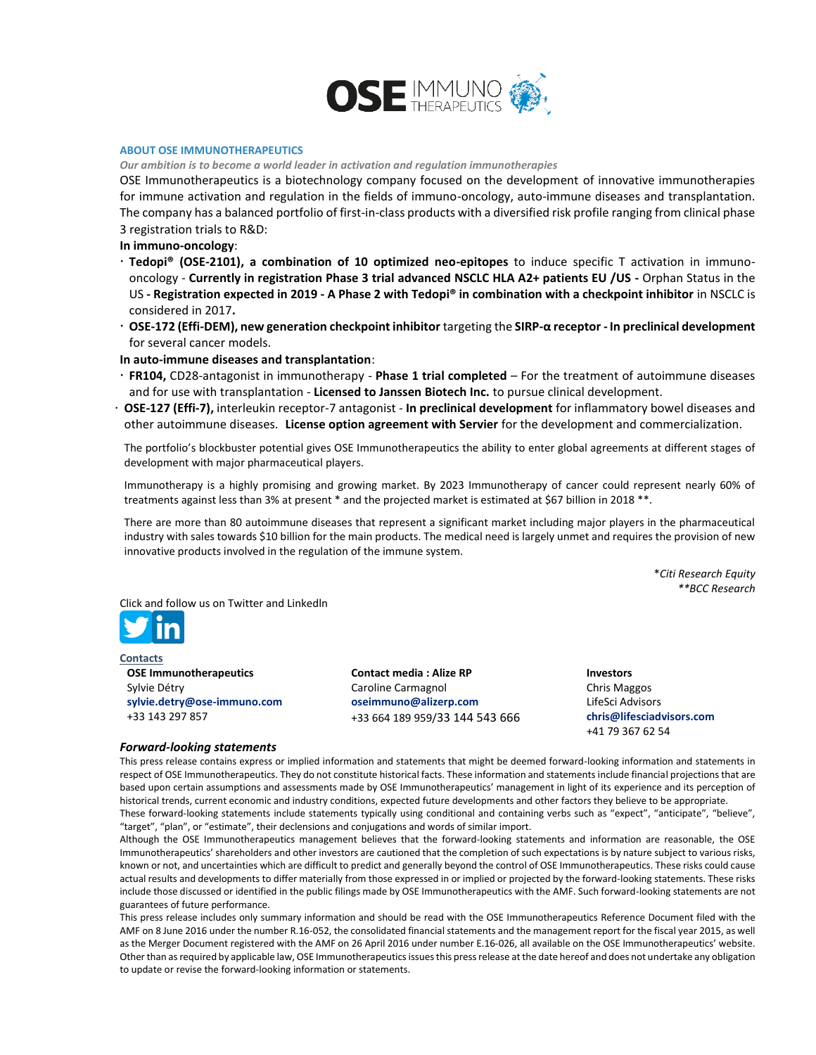**ABOUT OSE IMMUNOTHERAPEUTICS**

***Our ambition is to become a world leader in activation and regulation immunotherapies***

OSE Immunotherapeutics is a biotechnology company focused on the development of innovative immunotherapies for immune activation and regulation in the fields of immuno-oncology, auto-immune diseases and transplantation. The company has a balanced portfolio of first-in-class products with a diversified risk profile ranging from clinical phase 3 registration trials to R&D:

**In immuno-oncology**:

- **Tedopi® (OSE-2101), a combination of 10 optimized neo-epitopes** to induce specific T activation in immuno-oncology - **Currently in registration Phase 3 trial advanced NSCLC HLA A2+ patients EU /US -** Orphan Status in the US **- Registration expected in 2019 - A Phase 2 with Tedopi® in combination with a checkpoint inhibitor** in NSCLC is considered in 2017**.**
- **OSE-172 (Effi-DEM), new generation checkpoint inhibitor** targeting the **SIRP-α receptor - In preclinical development** for several cancer models.

**In auto-immune diseases and transplantation**:

- **FR104,** CD28-antagonist in immunotherapy - **Phase 1 trial completed** – For the treatment of autoimmune diseases and for use with transplantation - **Licensed to Janssen Biotech Inc.** to pursue clinical development.
- **OSE-127 (Effi-7),** interleukin receptor-7 antagonist - **In preclinical development** for inflammatory bowel diseases and other autoimmune diseases. **License option agreement with Servier** for the development and commercialization.

The portfolio's blockbuster potential gives OSE Immunotherapeutics the ability to enter global agreements at different stages of development with major pharmaceutical players.

Immunotherapy is a highly promising and growing market. By 2023 Immunotherapy of cancer could represent nearly 60% of treatments against less than 3% at present * and the projected market is estimated at $67 billion in 2018 **.

There are more than 80 autoimmune diseases that represent a significant market including major players in the pharmaceutical industry with sales towards $10 billion for the main products. The medical need is largely unmet and requires the provision of new innovative products involved in the regulation of the immune system.

*\*Citi Research Equity*
*\*\*BCC Research*

Click and follow us on Twitter and LinkedIn

**Contacts**

**OSE Immunotherapeutics**
Sylvie Détry
**sylvie.detry@ose-immuno.com**
+33 143 297 857

**Contact media : Alize RP**
Caroline Carmagnol
**oseimmuno@alizerp.com**
+33 664 189 959/33 144 543 666

**Investors**
Chris Maggos
LifeSci Advisors
**chris@lifesciadvisors.com**
+41 79 367 62 54

### *Forward-looking statements*

This press release contains express or implied information and statements that might be deemed forward-looking information and statements in respect of OSE Immunotherapeutics. They do not constitute historical facts. These information and statements include financial projections that are based upon certain assumptions and assessments made by OSE Immunotherapeutics' management in light of its experience and its perception of historical trends, current economic and industry conditions, expected future developments and other factors they believe to be appropriate.

These forward-looking statements include statements typically using conditional and containing verbs such as "expect", "anticipate", "believe", "target", "plan", or "estimate", their declensions and conjugations and words of similar import.

Although the OSE Immunotherapeutics management believes that the forward-looking statements and information are reasonable, the OSE Immunotherapeutics' shareholders and other investors are cautioned that the completion of such expectations is by nature subject to various risks, known or not, and uncertainties which are difficult to predict and generally beyond the control of OSE Immunotherapeutics. These risks could cause actual results and developments to differ materially from those expressed in or implied or projected by the forward-looking statements. These risks include those discussed or identified in the public filings made by OSE Immunotherapeutics with the AMF. Such forward-looking statements are not guarantees of future performance.

This press release includes only summary information and should be read with the OSE Immunotherapeutics Reference Document filed with the AMF on 8 June 2016 under the number R.16-052, the consolidated financial statements and the management report for the fiscal year 2015, as well as the Merger Document registered with the AMF on 26 April 2016 under number E.16-026, all available on the OSE Immunotherapeutics' website. Other than as required by applicable law, OSE Immunotherapeutics issues this press release at the date hereof and does not undertake any obligation to update or revise the forward-looking information or statements.